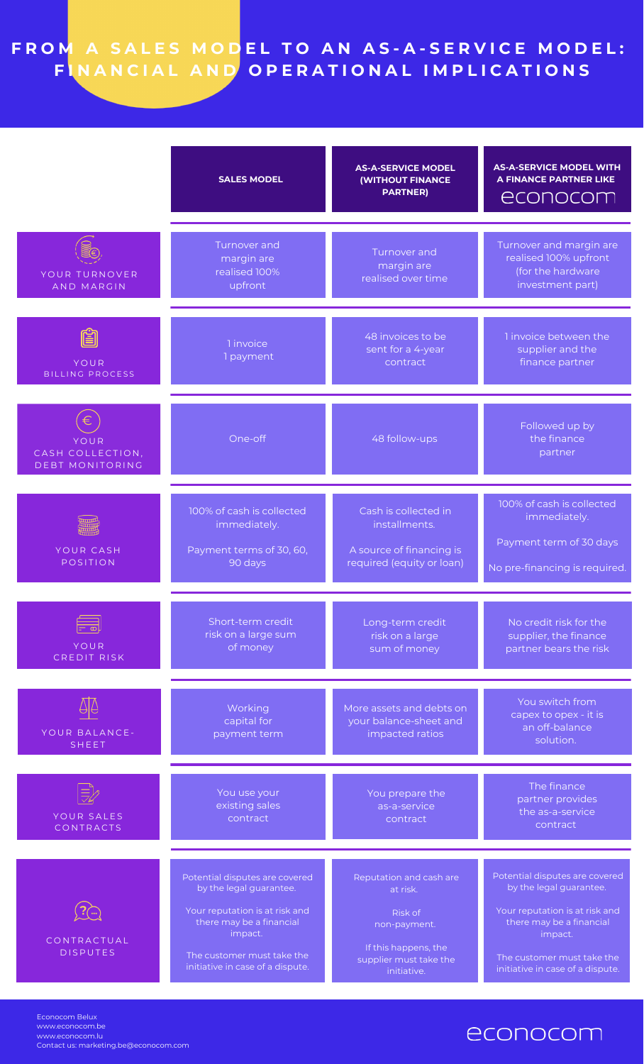# FROM A SALES MODEL TO AN AS-A-SERVICE MODEL: FINANCIAL AND OPERATIONAL IMPLICATIONS

| | SALES MODEL | AS-A-SERVICE MODEL (WITHOUT FINANCE PARTNER) | AS-A-SERVICE MODEL WITH A FINANCE PARTNER LIKE econocom |
| --- | --- | --- | --- |
| YOUR TURNOVER AND MARGIN | Turnover and margin are realised 100% upfront | Turnover and margin are realised over time | Turnover and margin are realised 100% upfront (for the hardware investment part) |
| YOUR BILLING PROCESS | 1 invoice 1 payment | 48 invoices to be sent for a 4-year contract | 1 invoice between the supplier and the finance partner |
| YOUR CASH COLLECTION, DEBT MONITORING | One-off | 48 follow-ups | Followed up by the finance partner |
| YOUR CASH POSITION | 100% of cash is collected immediately.<br><br>Payment terms of 30, 60, 90 days | Cash is collected in installments.<br><br>A source of financing is required (equity or loan) | 100% of cash is collected immediately.<br><br>Payment term of 30 days<br><br>No pre-financing is required. |
| YOUR CREDIT RISK | Short-term credit risk on a large sum of money | Long-term credit risk on a large sum of money | No credit risk for the supplier, the finance partner bears the risk |
| YOUR BALANCE-SHEET | Working capital for payment term | More assets and debts on your balance-sheet and impacted ratios | You switch from capex to opex - it is an off-balance solution. |
| YOUR SALES CONTRACTS | You use your existing sales contract | You prepare the as-a-service contract | The finance partner provides the as-a-service contract |
| CONTRACTUAL DISPUTES | Potential disputes are covered by the legal guarantee.<br><br>Your reputation is at risk and there may be a financial impact.<br><br>The customer must take the initiative in case of a dispute. | Reputation and cash are at risk.<br><br>Risk of non-payment.<br><br>If this happens, the supplier must take the initiative. | Potential disputes are covered by the legal guarantee.<br><br>Your reputation is at risk and there may be a financial impact.<br><br>The customer must take the initiative in case of a dispute. |

Econocom Belux
www.econocom.be
www.econocom.lu
Contact us: marketing.be@econocom.com

econocom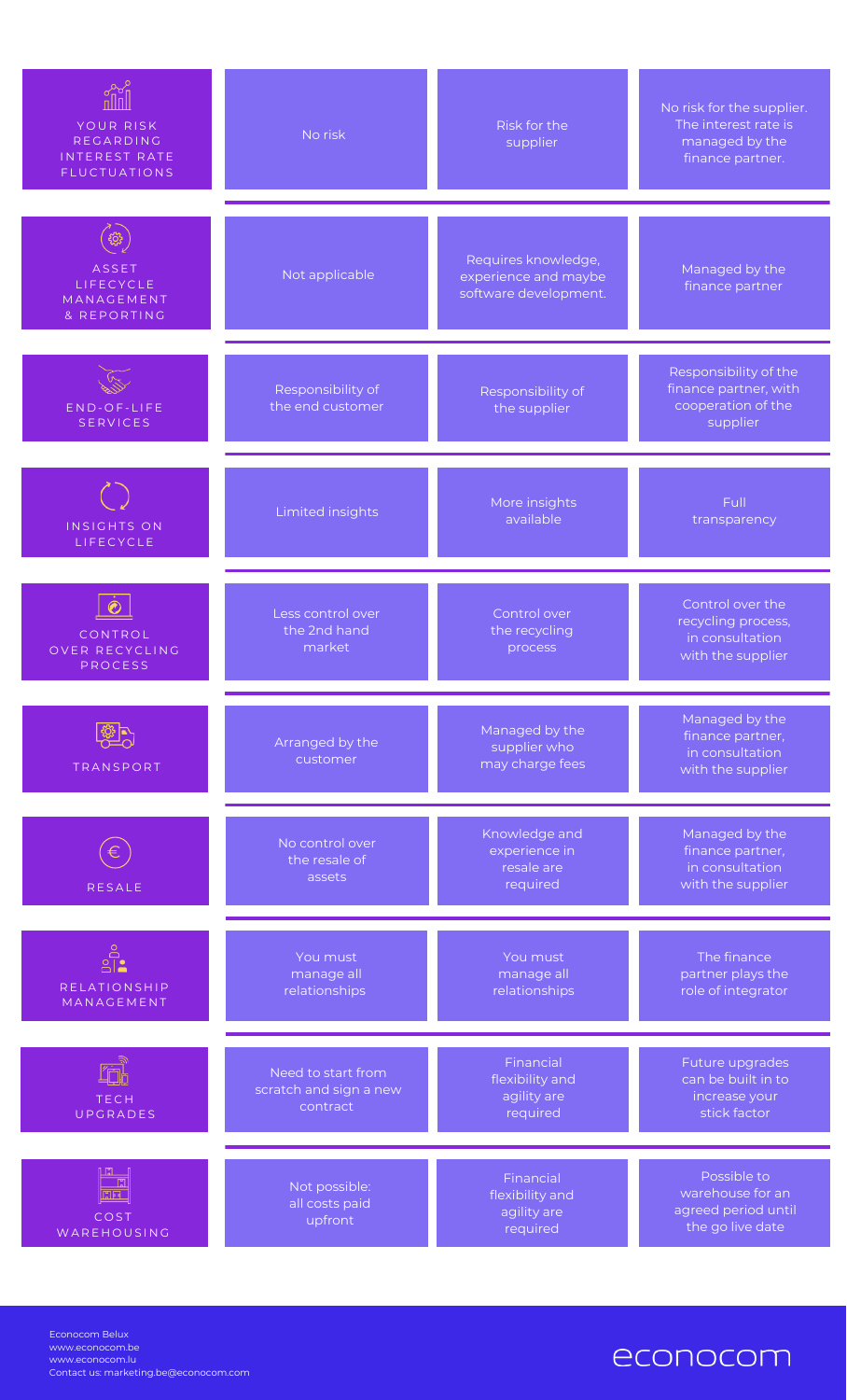| | | | |
|---|---|---|---|
| YOUR RISK REGARDING INTEREST RATE FLUCTUATIONS | No risk | Risk for the supplier | No risk for the supplier. The interest rate is managed by the finance partner. |
| ASSET LIFECYCLE MANAGEMENT & REPORTING | Not applicable | Requires knowledge, experience and maybe software development. | Managed by the finance partner |
| END-OF-LIFE SERVICES | Responsibility of the end customer | Responsibility of the supplier | Responsibility of the finance partner, with cooperation of the supplier |
| INSIGHTS ON LIFECYCLE | Limited insights | More insights available | Full transparency |
| CONTROL OVER RECYCLING PROCESS | Less control over the 2nd hand market | Control over the recycling process | Control over the recycling process, in consultation with the supplier |
| TRANSPORT | Arranged by the customer | Managed by the supplier who may charge fees | Managed by the finance partner, in consultation with the supplier |
| RESALE | No control over the resale of assets | Knowledge and experience in resale are required | Managed by the finance partner, in consultation with the supplier |
| RELATIONSHIP MANAGEMENT | You must manage all relationships | You must manage all relationships | The finance partner plays the role of integrator |
| TECH UPGRADES | Need to start from scratch and sign a new contract | Financial flexibility and agility are required | Future upgrades can be built in to increase your stick factor |
| COST WAREHOUSING | Not possible: all costs paid upfront | Financial flexibility and agility are required | Possible to warehouse for an agreed period until the go live date |

Econocom Belux
www.econocom.be
www.econocom.lu
Contact us: marketing.be@econocom.com

econocom